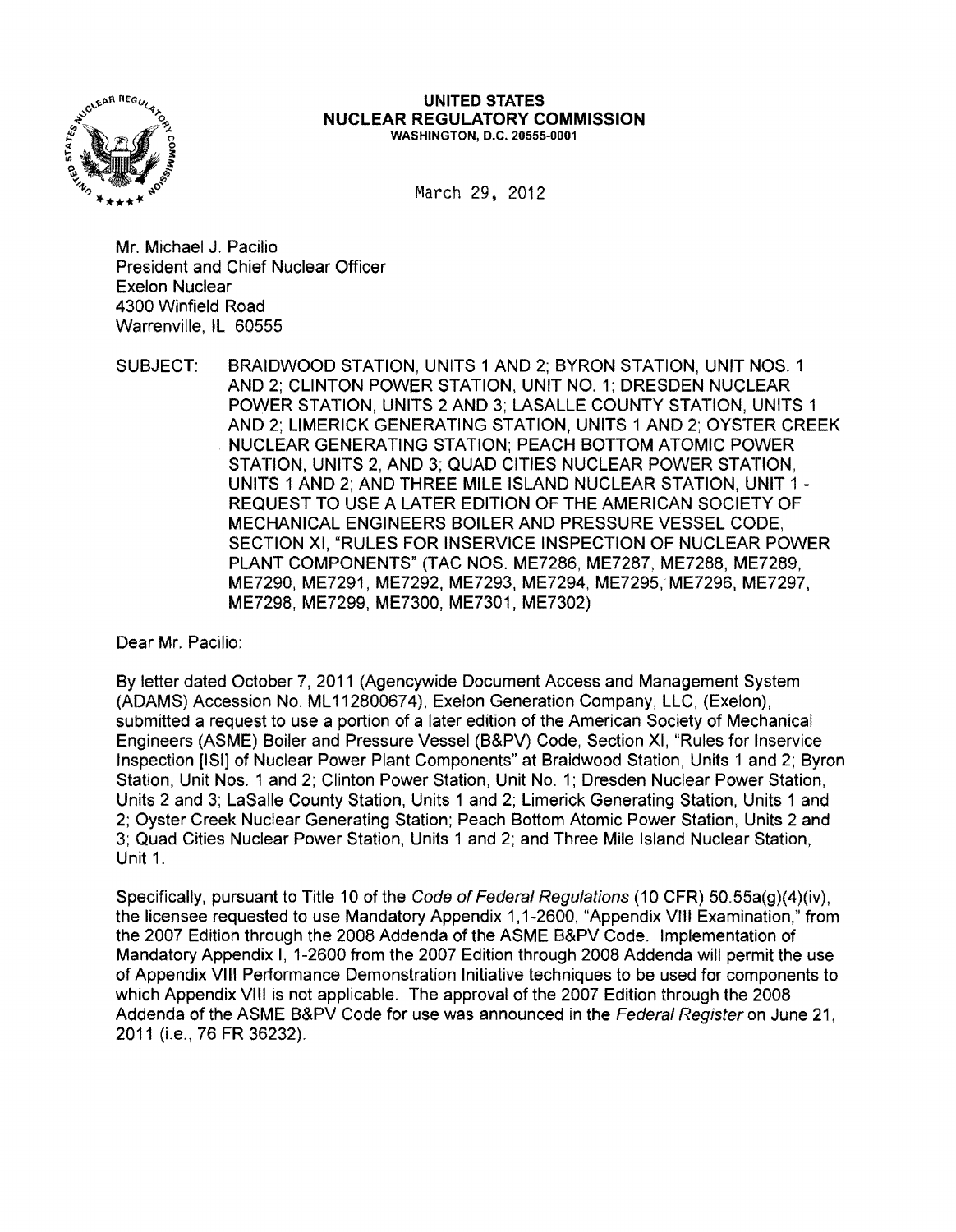**UNITED STATES**
**NUCLEAR REGULATORY COMMISSION**
WASHINGTON, D.C. 20555-0001

March 29, 2012

Mr. Michael J. Pacilio
President and Chief Nuclear Officer
Exelon Nuclear
4300 Winfield Road
Warrenville, IL 60555

SUBJECT: BRAIDWOOD STATION, UNITS 1 AND 2; BYRON STATION, UNIT NOS. 1 AND 2; CLINTON POWER STATION, UNIT NO. 1; DRESDEN NUCLEAR POWER STATION, UNITS 2 AND 3; LASALLE COUNTY STATION, UNITS 1 AND 2; LIMERICK GENERATING STATION, UNITS 1 AND 2; OYSTER CREEK NUCLEAR GENERATING STATION; PEACH BOTTOM ATOMIC POWER STATION, UNITS 2, AND 3; QUAD CITIES NUCLEAR POWER STATION, UNITS 1 AND 2; AND THREE MILE ISLAND NUCLEAR STATION, UNIT 1 - REQUEST TO USE A LATER EDITION OF THE AMERICAN SOCIETY OF MECHANICAL ENGINEERS BOILER AND PRESSURE VESSEL CODE, SECTION XI, "RULES FOR INSERVICE INSPECTION OF NUCLEAR POWER PLANT COMPONENTS" (TAC NOS. ME7286, ME7287, ME7288, ME7289, ME7290, ME7291, ME7292, ME7293, ME7294, ME7295, ME7296, ME7297, ME7298, ME7299, ME7300, ME7301, ME7302)

Dear Mr. Pacilio:

By letter dated October 7, 2011 (Agencywide Document Access and Management System (ADAMS) Accession No. ML112800674), Exelon Generation Company, LLC, (Exelon), submitted a request to use a portion of a later edition of the American Society of Mechanical Engineers (ASME) Boiler and Pressure Vessel (B&PV) Code, Section XI, "Rules for Inservice Inspection [ISI] of Nuclear Power Plant Components" at Braidwood Station, Units 1 and 2; Byron Station, Unit Nos. 1 and 2; Clinton Power Station, Unit No. 1; Dresden Nuclear Power Station, Units 2 and 3; LaSalle County Station, Units 1 and 2; Limerick Generating Station, Units 1 and 2; Oyster Creek Nuclear Generating Station; Peach Bottom Atomic Power Station, Units 2 and 3; Quad Cities Nuclear Power Station, Units 1 and 2; and Three Mile Island Nuclear Station, Unit 1.

Specifically, pursuant to Title 10 of the *Code of Federal Regulations* (10 CFR) 50.55a(g)(4)(iv), the licensee requested to use Mandatory Appendix 1,1-2600, "Appendix VIII Examination," from the 2007 Edition through the 2008 Addenda of the ASME B&PV Code. Implementation of Mandatory Appendix I, 1-2600 from the 2007 Edition through 2008 Addenda will permit the use of Appendix VIII Performance Demonstration Initiative techniques to be used for components to which Appendix VIII is not applicable. The approval of the 2007 Edition through the 2008 Addenda of the ASME B&PV Code for use was announced in the *Federal Register* on June 21, 2011 (i.e., 76 FR 36232).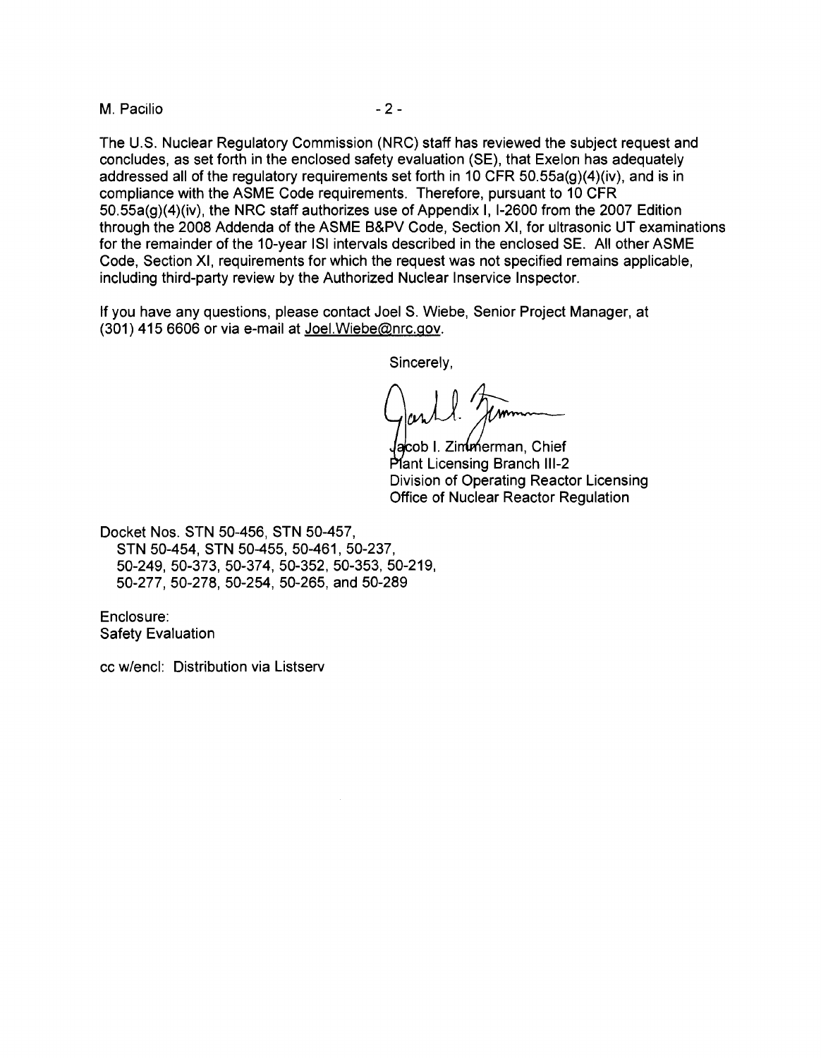The U.S. Nuclear Regulatory Commission (NRC) staff has reviewed the subject request and concludes, as set forth in the enclosed safety evaluation (SE), that Exelon has adequately addressed all of the regulatory requirements set forth in 10 CFR 50.55a(g)(4)(iv), and is in compliance with the ASME Code requirements. Therefore, pursuant to 10 CFR 50.55a(g)(4)(iv), the NRC staff authorizes use of Appendix I, I-2600 from the 2007 Edition through the 2008 Addenda of the ASME B&PV Code, Section XI, for ultrasonic UT examinations for the remainder of the 10-year ISI intervals described in the enclosed SE. All other ASME Code, Section XI, requirements for which the request was not specified remains applicable, including third-party review by the Authorized Nuclear Inservice Inspector.

If you have any questions, please contact Joel S. Wiebe, Senior Project Manager, at (301) 415 6606 or via e-mail at Joel.Wiebe@nrc.gov.

Sincerely,

Jacob I. Zimmerman, Chief
Plant Licensing Branch III-2
Division of Operating Reactor Licensing
Office of Nuclear Reactor Regulation

Docket Nos. STN 50-456, STN 50-457,
STN 50-454, STN 50-455, 50-461, 50-237,
50-249, 50-373, 50-374, 50-352, 50-353, 50-219,
50-277, 50-278, 50-254, 50-265, and 50-289

Enclosure:
Safety Evaluation

cc w/encl: Distribution via Listserv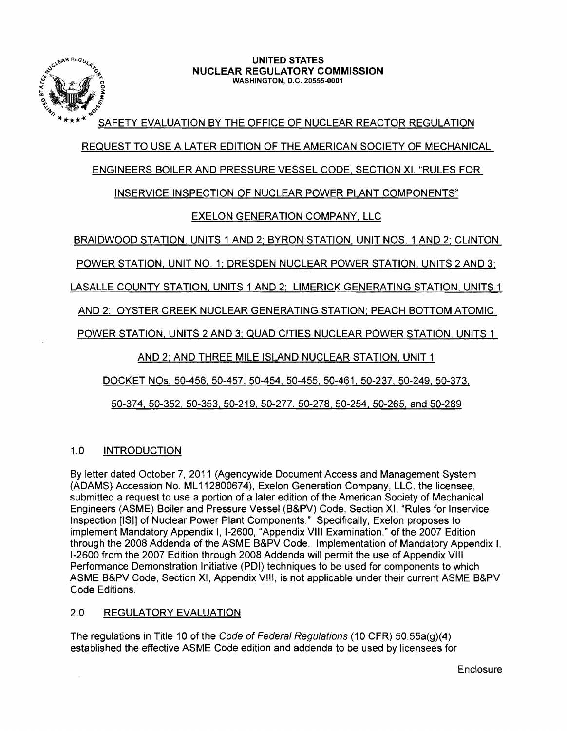**UNITED STATES**
**NUCLEAR REGULATORY COMMISSION**
WASHINGTON, D.C. 20555-0001

SAFETY EVALUATION BY THE OFFICE OF NUCLEAR REACTOR REGULATION

REQUEST TO USE A LATER EDITION OF THE AMERICAN SOCIETY OF MECHANICAL ENGINEERS BOILER AND PRESSURE VESSEL CODE, SECTION XI, "RULES FOR INSERVICE INSPECTION OF NUCLEAR POWER PLANT COMPONENTS"

EXELON GENERATION COMPANY, LLC

BRAIDWOOD STATION, UNITS 1 AND 2; BYRON STATION, UNIT NOS. 1 AND 2; CLINTON POWER STATION, UNIT NO. 1; DRESDEN NUCLEAR POWER STATION, UNITS 2 AND 3; LASALLE COUNTY STATION, UNITS 1 AND 2; LIMERICK GENERATING STATION, UNITS 1 AND 2; OYSTER CREEK NUCLEAR GENERATING STATION; PEACH BOTTOM ATOMIC POWER STATION, UNITS 2 AND 3; QUAD CITIES NUCLEAR POWER STATION, UNITS 1 AND 2; AND THREE MILE ISLAND NUCLEAR STATION, UNIT 1

DOCKET NOs. 50-456, 50-457, 50-454, 50-455, 50-461, 50-237, 50-249, 50-373, 50-374, 50-352, 50-353, 50-219, 50-277, 50-278, 50-254, 50-265, and 50-289

## 1.0 INTRODUCTION

By letter dated October 7, 2011 (Agencywide Document Access and Management System (ADAMS) Accession No. ML112800674), Exelon Generation Company, LLC. the licensee, submitted a request to use a portion of a later edition of the American Society of Mechanical Engineers (ASME) Boiler and Pressure Vessel (B&PV) Code, Section XI, "Rules for Inservice Inspection [ISI] of Nuclear Power Plant Components." Specifically, Exelon proposes to implement Mandatory Appendix I, I-2600, "Appendix VIII Examination," of the 2007 Edition through the 2008 Addenda of the ASME B&PV Code. Implementation of Mandatory Appendix I, I-2600 from the 2007 Edition through 2008 Addenda will permit the use of Appendix VIII Performance Demonstration Initiative (PDI) techniques to be used for components to which ASME B&PV Code, Section XI, Appendix VIII, is not applicable under their current ASME B&PV Code Editions.

## 2.0 REGULATORY EVALUATION

The regulations in Title 10 of the *Code of Federal Regulations* (10 CFR) 50.55a(g)(4) established the effective ASME Code edition and addenda to be used by licensees for

Enclosure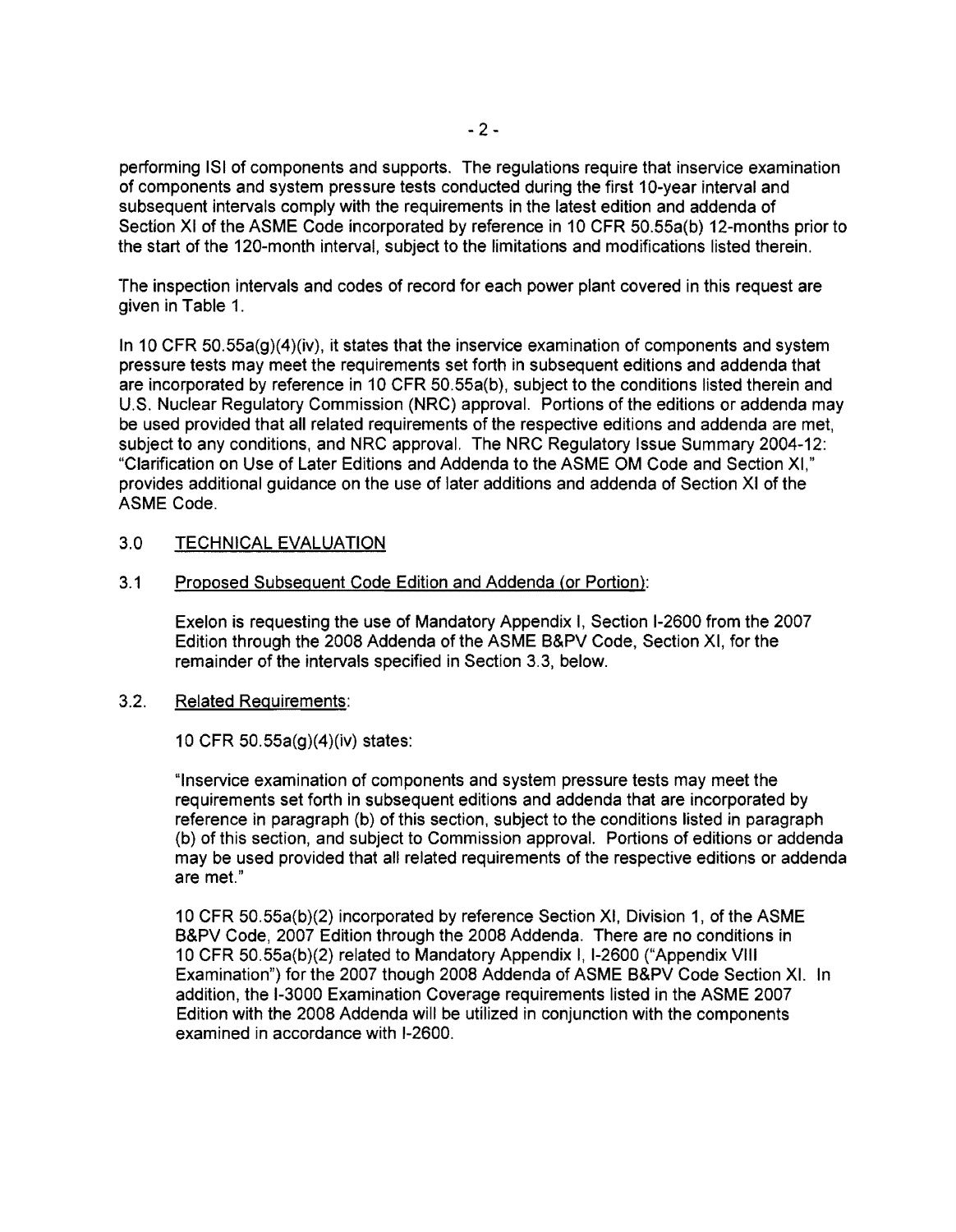performing ISI of components and supports. The regulations require that inservice examination of components and system pressure tests conducted during the first 10-year interval and subsequent intervals comply with the requirements in the latest edition and addenda of Section XI of the ASME Code incorporated by reference in 10 CFR 50.55a(b) 12-months prior to the start of the 120-month interval, subject to the limitations and modifications listed therein.

The inspection intervals and codes of record for each power plant covered in this request are given in Table 1.

In 10 CFR 50.55a(g)(4)(iv), it states that the inservice examination of components and system pressure tests may meet the requirements set forth in subsequent editions and addenda that are incorporated by reference in 10 CFR 50.55a(b), subject to the conditions listed therein and U.S. Nuclear Regulatory Commission (NRC) approval. Portions of the editions or addenda may be used provided that all related requirements of the respective editions and addenda are met, subject to any conditions, and NRC approval. The NRC Regulatory Issue Summary 2004-12: "Clarification on Use of Later Editions and Addenda to the ASME OM Code and Section XI," provides additional guidance on the use of later additions and addenda of Section XI of the ASME Code.

## 3.0 TECHNICAL EVALUATION

### 3.1 Proposed Subsequent Code Edition and Addenda (or Portion):

Exelon is requesting the use of Mandatory Appendix I, Section I-2600 from the 2007 Edition through the 2008 Addenda of the ASME B&PV Code, Section XI, for the remainder of the intervals specified in Section 3.3, below.

### 3.2. Related Requirements:

10 CFR 50.55a(g)(4)(iv) states:

"Inservice examination of components and system pressure tests may meet the requirements set forth in subsequent editions and addenda that are incorporated by reference in paragraph (b) of this section, subject to the conditions listed in paragraph (b) of this section, and subject to Commission approval. Portions of editions or addenda may be used provided that all related requirements of the respective editions or addenda are met."

10 CFR 50.55a(b)(2) incorporated by reference Section XI, Division 1, of the ASME B&PV Code, 2007 Edition through the 2008 Addenda. There are no conditions in 10 CFR 50.55a(b)(2) related to Mandatory Appendix I, I-2600 ("Appendix VIII Examination") for the 2007 though 2008 Addenda of ASME B&PV Code Section XI. In addition, the I-3000 Examination Coverage requirements listed in the ASME 2007 Edition with the 2008 Addenda will be utilized in conjunction with the components examined in accordance with I-2600.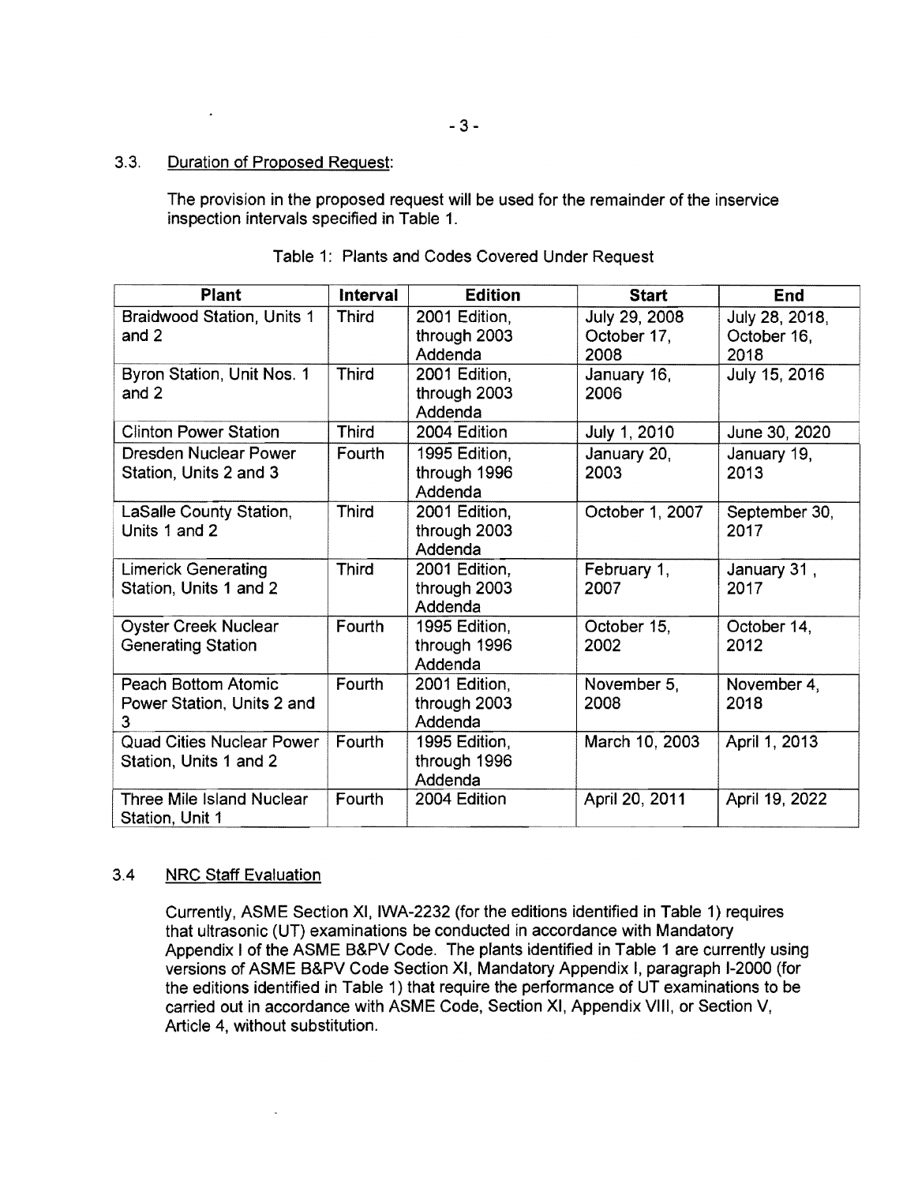### 3.3. Duration of Proposed Request:

The provision in the proposed request will be used for the remainder of the inservice inspection intervals specified in Table 1.

Table 1: Plants and Codes Covered Under Request

| Plant | Interval | Edition | Start | End |
|---|---|---|---|---|
| Braidwood Station, Units 1 and 2 | Third | 2001 Edition, through 2003 Addenda | July 29, 2008 October 17, 2008 | July 28, 2018, October 16, 2018 |
| Byron Station, Unit Nos. 1 and 2 | Third | 2001 Edition, through 2003 Addenda | January 16, 2006 | July 15, 2016 |
| Clinton Power Station | Third | 2004 Edition | July 1, 2010 | June 30, 2020 |
| Dresden Nuclear Power Station, Units 2 and 3 | Fourth | 1995 Edition, through 1996 Addenda | January 20, 2003 | January 19, 2013 |
| LaSalle County Station, Units 1 and 2 | Third | 2001 Edition, through 2003 Addenda | October 1, 2007 | September 30, 2017 |
| Limerick Generating Station, Units 1 and 2 | Third | 2001 Edition, through 2003 Addenda | February 1, 2007 | January 31 , 2017 |
| Oyster Creek Nuclear Generating Station | Fourth | 1995 Edition, through 1996 Addenda | October 15, 2002 | October 14, 2012 |
| Peach Bottom Atomic Power Station, Units 2 and 3 | Fourth | 2001 Edition, through 2003 Addenda | November 5, 2008 | November 4, 2018 |
| Quad Cities Nuclear Power Station, Units 1 and 2 | Fourth | 1995 Edition, through 1996 Addenda | March 10, 2003 | April 1, 2013 |
| Three Mile Island Nuclear Station, Unit 1 | Fourth | 2004 Edition | April 20, 2011 | April 19, 2022 |

### 3.4 NRC Staff Evaluation

Currently, ASME Section XI, IWA-2232 (for the editions identified in Table 1) requires that ultrasonic (UT) examinations be conducted in accordance with Mandatory Appendix I of the ASME B&PV Code. The plants identified in Table 1 are currently using versions of ASME B&PV Code Section XI, Mandatory Appendix I, paragraph I-2000 (for the editions identified in Table 1) that require the performance of UT examinations to be carried out in accordance with ASME Code, Section XI, Appendix VIII, or Section V, Article 4, without substitution.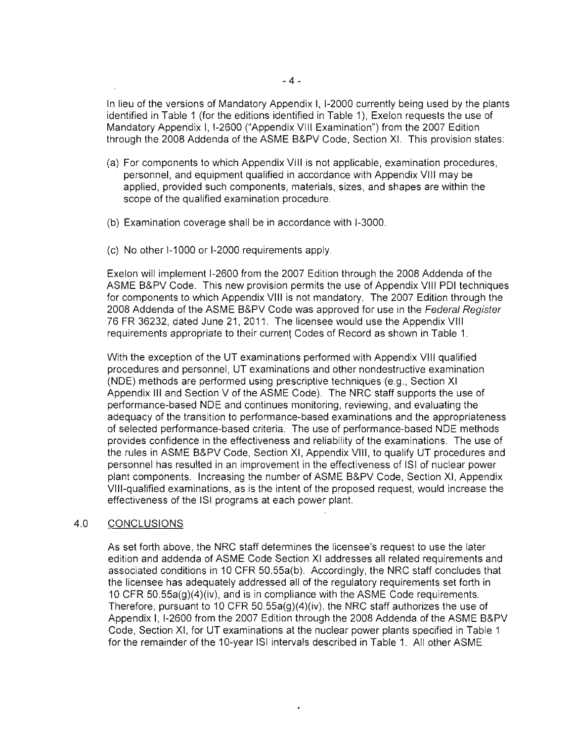In lieu of the versions of Mandatory Appendix I, I-2000 currently being used by the plants identified in Table 1 (for the editions identified in Table 1), Exelon requests the use of Mandatory Appendix I, I-2600 ("Appendix VIII Examination") from the 2007 Edition through the 2008 Addenda of the ASME B&PV Code, Section XI. This provision states:

(a) For components to which Appendix VIII is not applicable, examination procedures, personnel, and equipment qualified in accordance with Appendix VIII may be applied, provided such components, materials, sizes, and shapes are within the scope of the qualified examination procedure.

(b) Examination coverage shall be in accordance with I-3000.

(c) No other I-1000 or I-2000 requirements apply.

Exelon will implement I-2600 from the 2007 Edition through the 2008 Addenda of the ASME B&PV Code. This new provision permits the use of Appendix VIII PDI techniques for components to which Appendix VIII is not mandatory. The 2007 Edition through the 2008 Addenda of the ASME B&PV Code was approved for use in the *Federal Register* 76 FR 36232, dated June 21, 2011. The licensee would use the Appendix VIII requirements appropriate to their current Codes of Record as shown in Table 1.

With the exception of the UT examinations performed with Appendix VIII qualified procedures and personnel, UT examinations and other nondestructive examination (NDE) methods are performed using prescriptive techniques (e.g., Section XI Appendix III and Section V of the ASME Code). The NRC staff supports the use of performance-based NDE and continues monitoring, reviewing, and evaluating the adequacy of the transition to performance-based examinations and the appropriateness of selected performance-based criteria. The use of performance-based NDE methods provides confidence in the effectiveness and reliability of the examinations. The use of the rules in ASME B&PV Code, Section XI, Appendix VIII, to qualify UT procedures and personnel has resulted in an improvement in the effectiveness of ISI of nuclear power plant components. Increasing the number of ASME B&PV Code, Section XI, Appendix VIII-qualified examinations, as is the intent of the proposed request, would increase the effectiveness of the ISI programs at each power plant.

## 4.0 CONCLUSIONS

As set forth above, the NRC staff determines the licensee's request to use the later edition and addenda of ASME Code Section XI addresses all related requirements and associated conditions in 10 CFR 50.55a(b). Accordingly, the NRC staff concludes that the licensee has adequately addressed all of the regulatory requirements set forth in 10 CFR 50.55a(g)(4)(iv), and is in compliance with the ASME Code requirements. Therefore, pursuant to 10 CFR 50.55a(g)(4)(iv), the NRC staff authorizes the use of Appendix I, I-2600 from the 2007 Edition through the 2008 Addenda of the ASME B&PV Code, Section XI, for UT examinations at the nuclear power plants specified in Table 1 for the remainder of the 10-year ISI intervals described in Table 1. All other ASME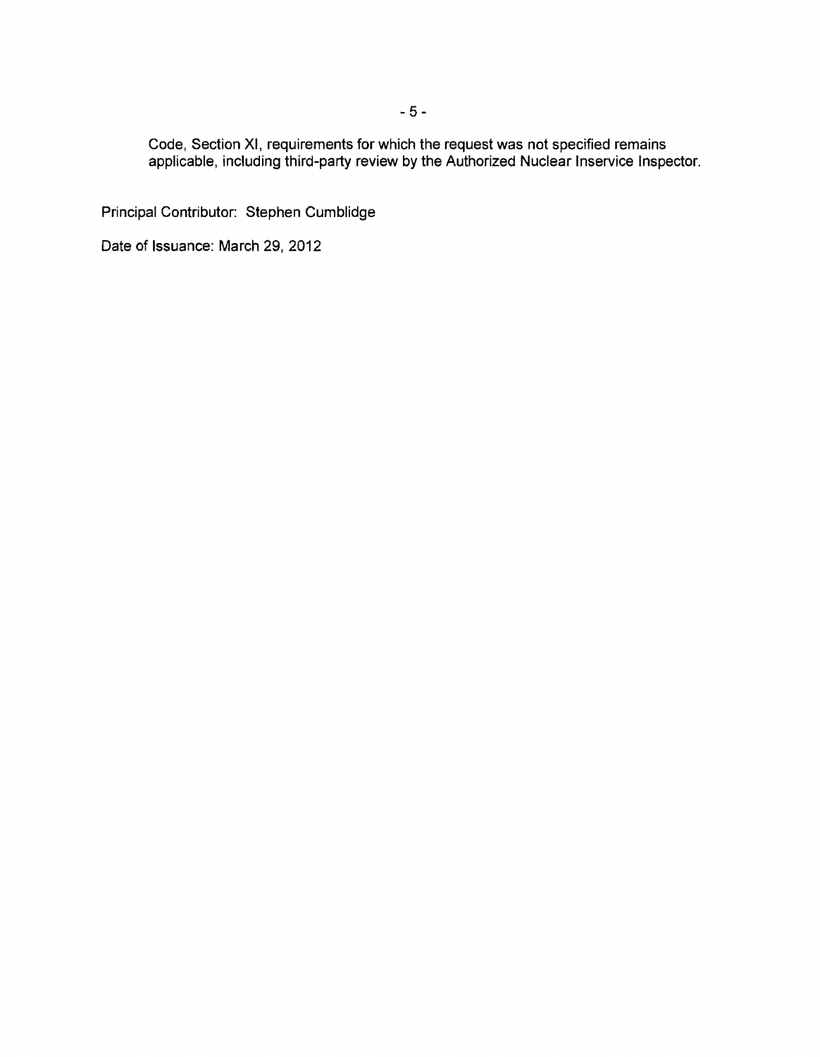Code, Section XI, requirements for which the request was not specified remains applicable, including third-party review by the Authorized Nuclear Inservice Inspector.

Principal Contributor: Stephen Cumblidge

Date of Issuance: March 29, 2012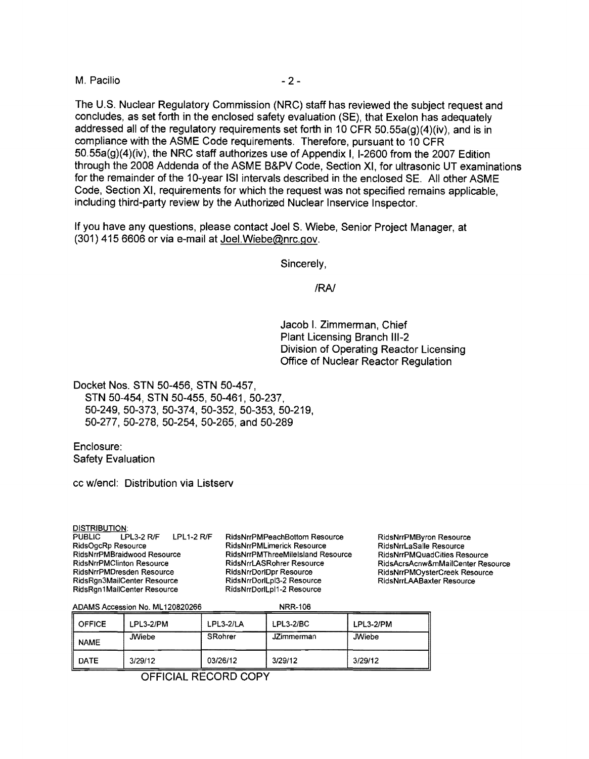The U.S. Nuclear Regulatory Commission (NRC) staff has reviewed the subject request and concludes, as set forth in the enclosed safety evaluation (SE), that Exelon has adequately addressed all of the regulatory requirements set forth in 10 CFR 50.55a(g)(4)(iv), and is in compliance with the ASME Code requirements. Therefore, pursuant to 10 CFR 50.55a(g)(4)(iv), the NRC staff authorizes use of Appendix I, I-2600 from the 2007 Edition through the 2008 Addenda of the ASME B&PV Code, Section XI, for ultrasonic UT examinations for the remainder of the 10-year ISI intervals described in the enclosed SE. All other ASME Code, Section XI, requirements for which the request was not specified remains applicable, including third-party review by the Authorized Nuclear Inservice Inspector.

If you have any questions, please contact Joel S. Wiebe, Senior Project Manager, at (301) 415 6606 or via e-mail at Joel.Wiebe@nrc.gov.

Sincerely,

/RA/

Jacob I. Zimmerman, Chief
Plant Licensing Branch III-2
Division of Operating Reactor Licensing
Office of Nuclear Reactor Regulation

Docket Nos. STN 50-456, STN 50-457, STN 50-454, STN 50-455, 50-461, 50-237, 50-249, 50-373, 50-374, 50-352, 50-353, 50-219, 50-277, 50-278, 50-254, 50-265, and 50-289

Enclosure:
Safety Evaluation

cc w/encl: Distribution via Listserv

DISTRIBUTION:
PUBLIC LPL3-2 R/F LPL1-2 R/F
RidsOgcRp Resource
RidsNrrPMBraidwood Resource
RidsNrrPMClinton Resource
RidsNrrPMDresden Resource
RidsRgn3MailCenter Resource
RidsRgn1MailCenter Resource
RidsNrrPMPeachBottom Resource
RidsNrrPMLimerick Resource
RidsNrrPMThreeMileIsland Resource
RidsNrrLASRohrer Resource
RidsNrrDorlDpr Resource
RidsNrrDorlLpl3-2 Resource
RidsNrrDorlLpl1-2 Resource
RidsNrrPMByron Resource
RidsNrrLaSalle Resource
RidsNrrPMQuadCities Resource
RidsAcrsAcnw&mMailCenter Resource
RidsNrrPMOysterCreek Resource
RidsNrrLAABaxter Resource

ADAMS Accession No. ML120820266 NRR-106

| OFFICE | LPL3-2/PM | LPL3-2/LA | LPL3-2/BC | LPL3-2/PM |
|---|---|---|---|---|
| NAME | JWiebe | SRohrer | JZimmerman | JWiebe |
| DATE | 3/29/12 | 03/26/12 | 3/29/12 | 3/29/12 |

OFFICIAL RECORD COPY